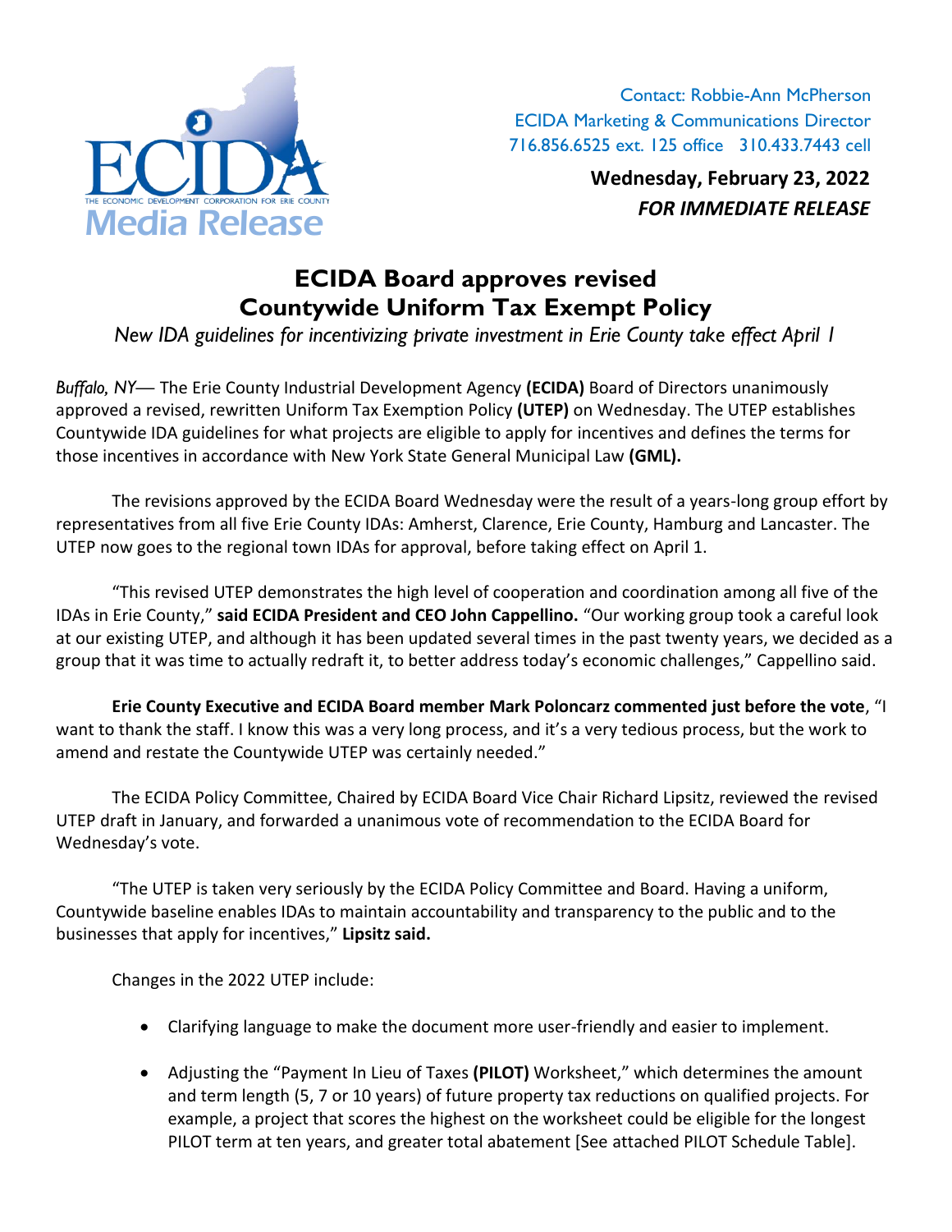ECIDA
THE ECONOMIC DEVELOPMENT CORPORATION FOR ERIE COUNTY
Media Release

Contact: Robbie-Ann McPherson
ECIDA Marketing & Communications Director
716.856.6525 ext. 125 office 310.433.7443 cell

**Wednesday, February 23, 2022**
***FOR IMMEDIATE RELEASE***

# ECIDA Board approves revised Countywide Uniform Tax Exempt Policy

*New IDA guidelines for incentivizing private investment in Erie County take effect April 1*

*Buffalo, NY*— The Erie County Industrial Development Agency **(ECIDA)** Board of Directors unanimously approved a revised, rewritten Uniform Tax Exemption Policy **(UTEP)** on Wednesday. The UTEP establishes Countywide IDA guidelines for what projects are eligible to apply for incentives and defines the terms for those incentives in accordance with New York State General Municipal Law **(GML).**

The revisions approved by the ECIDA Board Wednesday were the result of a years-long group effort by representatives from all five Erie County IDAs: Amherst, Clarence, Erie County, Hamburg and Lancaster. The UTEP now goes to the regional town IDAs for approval, before taking effect on April 1.

"This revised UTEP demonstrates the high level of cooperation and coordination among all five of the IDAs in Erie County," **said ECIDA President and CEO John Cappellino.** "Our working group took a careful look at our existing UTEP, and although it has been updated several times in the past twenty years, we decided as a group that it was time to actually redraft it, to better address today's economic challenges," Cappellino said.

**Erie County Executive and ECIDA Board member Mark Poloncarz commented just before the vote**, "I want to thank the staff. I know this was a very long process, and it's a very tedious process, but the work to amend and restate the Countywide UTEP was certainly needed."

The ECIDA Policy Committee, Chaired by ECIDA Board Vice Chair Richard Lipsitz, reviewed the revised UTEP draft in January, and forwarded a unanimous vote of recommendation to the ECIDA Board for Wednesday's vote.

"The UTEP is taken very seriously by the ECIDA Policy Committee and Board. Having a uniform, Countywide baseline enables IDAs to maintain accountability and transparency to the public and to the businesses that apply for incentives," **Lipsitz said.**

Changes in the 2022 UTEP include:

- Clarifying language to make the document more user-friendly and easier to implement.
- Adjusting the "Payment In Lieu of Taxes **(PILOT)** Worksheet," which determines the amount and term length (5, 7 or 10 years) of future property tax reductions on qualified projects. For example, a project that scores the highest on the worksheet could be eligible for the longest PILOT term at ten years, and greater total abatement [See attached PILOT Schedule Table].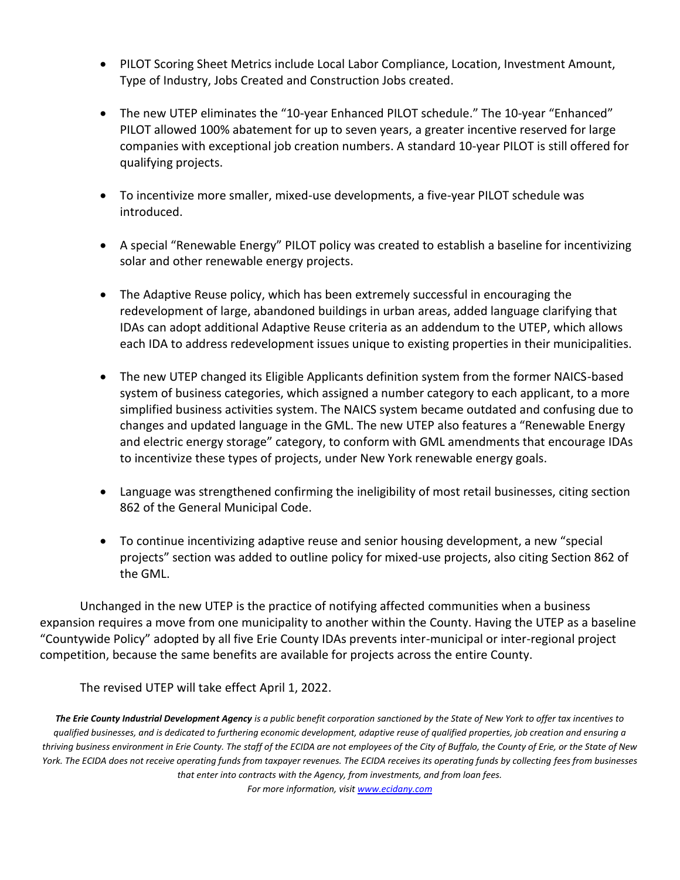- PILOT Scoring Sheet Metrics include Local Labor Compliance, Location, Investment Amount, Type of Industry, Jobs Created and Construction Jobs created.

- The new UTEP eliminates the "10-year Enhanced PILOT schedule." The 10-year "Enhanced" PILOT allowed 100% abatement for up to seven years, a greater incentive reserved for large companies with exceptional job creation numbers. A standard 10-year PILOT is still offered for qualifying projects.

- To incentivize more smaller, mixed-use developments, a five-year PILOT schedule was introduced.

- A special "Renewable Energy" PILOT policy was created to establish a baseline for incentivizing solar and other renewable energy projects.

- The Adaptive Reuse policy, which has been extremely successful in encouraging the redevelopment of large, abandoned buildings in urban areas, added language clarifying that IDAs can adopt additional Adaptive Reuse criteria as an addendum to the UTEP, which allows each IDA to address redevelopment issues unique to existing properties in their municipalities.

- The new UTEP changed its Eligible Applicants definition system from the former NAICS-based system of business categories, which assigned a number category to each applicant, to a more simplified business activities system. The NAICS system became outdated and confusing due to changes and updated language in the GML. The new UTEP also features a "Renewable Energy and electric energy storage" category, to conform with GML amendments that encourage IDAs to incentivize these types of projects, under New York renewable energy goals.

- Language was strengthened confirming the ineligibility of most retail businesses, citing section 862 of the General Municipal Code.

- To continue incentivizing adaptive reuse and senior housing development, a new "special projects" section was added to outline policy for mixed-use projects, also citing Section 862 of the GML.

Unchanged in the new UTEP is the practice of notifying affected communities when a business expansion requires a move from one municipality to another within the County. Having the UTEP as a baseline "Countywide Policy" adopted by all five Erie County IDAs prevents inter-municipal or inter-regional project competition, because the same benefits are available for projects across the entire County.

The revised UTEP will take effect April 1, 2022.

***The Erie County Industrial Development Agency** is a public benefit corporation sanctioned by the State of New York to offer tax incentives to qualified businesses, and is dedicated to furthering economic development, adaptive reuse of qualified properties, job creation and ensuring a thriving business environment in Erie County. The staff of the ECIDA are not employees of the City of Buffalo, the County of Erie, or the State of New York. The ECIDA does not receive operating funds from taxpayer revenues. The ECIDA receives its operating funds by collecting fees from businesses that enter into contracts with the Agency, from investments, and from loan fees.*

*For more information, visit [www.ecidany.com](www.ecidany.com)*